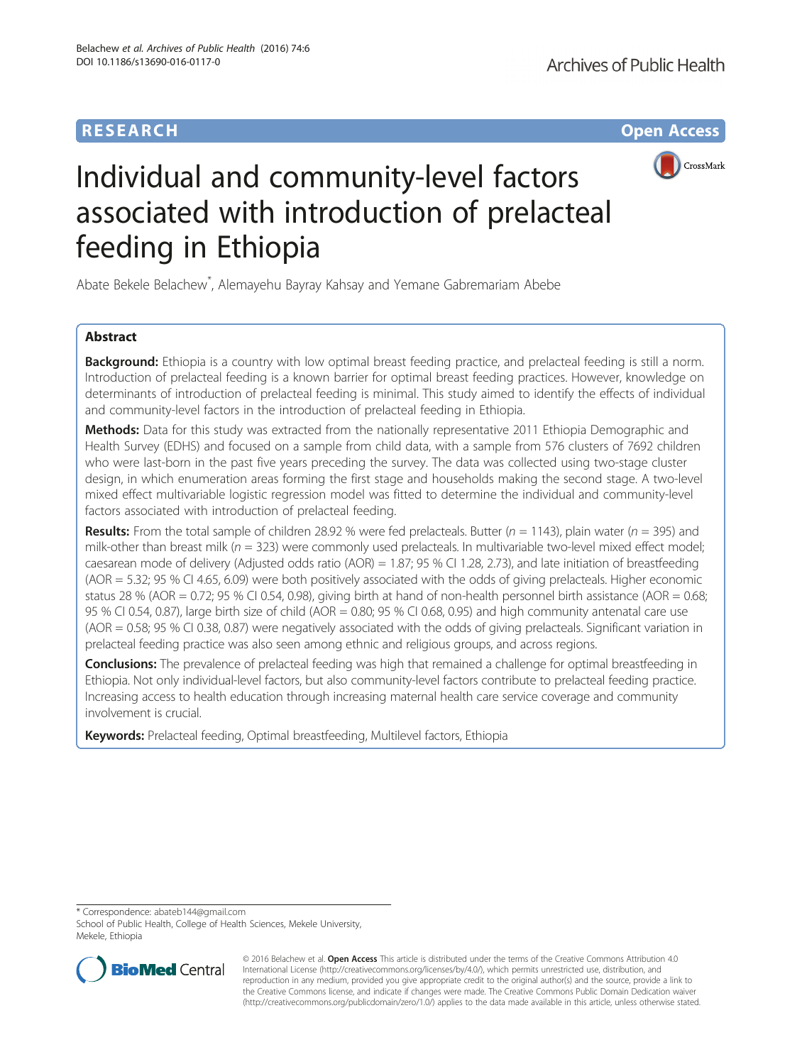**RESEARCH** **Open Access**

# Individual and community-level factors associated with introduction of prelacteal feeding in Ethiopia

Abate Bekele Belachew*, Alemayehu Bayray Kahsay and Yemane Gabremariam Abebe

## Abstract

**Background:** Ethiopia is a country with low optimal breast feeding practice, and prelacteal feeding is still a norm. Introduction of prelacteal feeding is a known barrier for optimal breast feeding practices. However, knowledge on determinants of introduction of prelacteal feeding is minimal. This study aimed to identify the effects of individual and community-level factors in the introduction of prelacteal feeding in Ethiopia.

**Methods:** Data for this study was extracted from the nationally representative 2011 Ethiopia Demographic and Health Survey (EDHS) and focused on a sample from child data, with a sample from 576 clusters of 7692 children who were last-born in the past five years preceding the survey. The data was collected using two-stage cluster design, in which enumeration areas forming the first stage and households making the second stage. A two-level mixed effect multivariable logistic regression model was fitted to determine the individual and community-level factors associated with introduction of prelacteal feeding.

**Results:** From the total sample of children 28.92 % were fed prelacteals. Butter ($n = 1143$), plain water ($n = 395$) and milk-other than breast milk ($n = 323$) were commonly used prelacteals. In multivariable two-level mixed effect model; caesarean mode of delivery (Adjusted odds ratio (AOR) = 1.87; 95 % CI 1.28, 2.73), and late initiation of breastfeeding (AOR = 5.32; 95 % CI 4.65, 6.09) were both positively associated with the odds of giving prelacteals. Higher economic status 28 % (AOR = 0.72; 95 % CI 0.54, 0.98), giving birth at hand of non-health personnel birth assistance (AOR = 0.68; 95 % CI 0.54, 0.87), large birth size of child (AOR = 0.80; 95 % CI 0.68, 0.95) and high community antenatal care use (AOR = 0.58; 95 % CI 0.38, 0.87) were negatively associated with the odds of giving prelacteals. Significant variation in prelacteal feeding practice was also seen among ethnic and religious groups, and across regions.

**Conclusions:** The prevalence of prelacteal feeding was high that remained a challenge for optimal breastfeeding in Ethiopia. Not only individual-level factors, but also community-level factors contribute to prelacteal feeding practice. Increasing access to health education through increasing maternal health care service coverage and community involvement is crucial.

**Keywords:** Prelacteal feeding, Optimal breastfeeding, Multilevel factors, Ethiopia

---

* Correspondence: abateb144@gmail.com
School of Public Health, College of Health Sciences, Mekele University, Mekele, Ethiopia

© 2016 Belachew et al. **Open Access** This article is distributed under the terms of the Creative Commons Attribution 4.0 International License (http://creativecommons.org/licenses/by/4.0/), which permits unrestricted use, distribution, and reproduction in any medium, provided you give appropriate credit to the original author(s) and the source, provide a link to the Creative Commons license, and indicate if changes were made. The Creative Commons Public Domain Dedication waiver (http://creativecommons.org/publicdomain/zero/1.0/) applies to the data made available in this article, unless otherwise stated.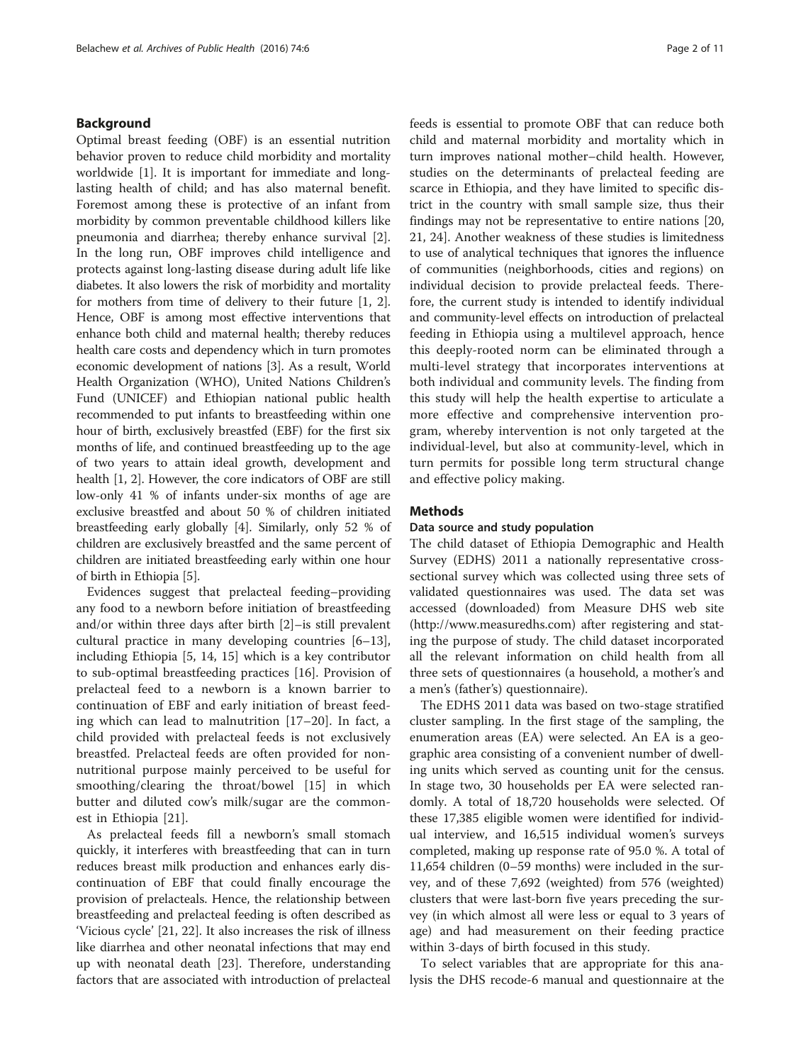## Background

Optimal breast feeding (OBF) is an essential nutrition behavior proven to reduce child morbidity and mortality worldwide [1]. It is important for immediate and long-lasting health of child; and has also maternal benefit. Foremost among these is protective of an infant from morbidity by common preventable childhood killers like pneumonia and diarrhea; thereby enhance survival [2]. In the long run, OBF improves child intelligence and protects against long-lasting disease during adult life like diabetes. It also lowers the risk of morbidity and mortality for mothers from time of delivery to their future [1, 2]. Hence, OBF is among most effective interventions that enhance both child and maternal health; thereby reduces health care costs and dependency which in turn promotes economic development of nations [3]. As a result, World Health Organization (WHO), United Nations Children's Fund (UNICEF) and Ethiopian national public health recommended to put infants to breastfeeding within one hour of birth, exclusively breastfed (EBF) for the first six months of life, and continued breastfeeding up to the age of two years to attain ideal growth, development and health [1, 2]. However, the core indicators of OBF are still low-only 41 % of infants under-six months of age are exclusive breastfed and about 50 % of children initiated breastfeeding early globally [4]. Similarly, only 52 % of children are exclusively breastfed and the same percent of children are initiated breastfeeding early within one hour of birth in Ethiopia [5].

Evidences suggest that prelacteal feeding–providing any food to a newborn before initiation of breastfeeding and/or within three days after birth [2]–is still prevalent cultural practice in many developing countries [6–13], including Ethiopia [5, 14, 15] which is a key contributor to sub-optimal breastfeeding practices [16]. Provision of prelacteal feed to a newborn is a known barrier to continuation of EBF and early initiation of breast feeding which can lead to malnutrition [17–20]. In fact, a child provided with prelacteal feeds is not exclusively breastfed. Prelacteal feeds are often provided for non-nutritional purpose mainly perceived to be useful for smoothing/clearing the throat/bowel [15] in which butter and diluted cow's milk/sugar are the commonest in Ethiopia [21].

As prelacteal feeds fill a newborn's small stomach quickly, it interferes with breastfeeding that can in turn reduces breast milk production and enhances early discontinuation of EBF that could finally encourage the provision of prelacteals. Hence, the relationship between breastfeeding and prelacteal feeding is often described as 'Vicious cycle' [21, 22]. It also increases the risk of illness like diarrhea and other neonatal infections that may end up with neonatal death [23]. Therefore, understanding factors that are associated with introduction of prelacteal feeds is essential to promote OBF that can reduce both child and maternal morbidity and mortality which in turn improves national mother–child health. However, studies on the determinants of prelacteal feeding are scarce in Ethiopia, and they have limited to specific district in the country with small sample size, thus their findings may not be representative to entire nations [20, 21, 24]. Another weakness of these studies is limitedness to use of analytical techniques that ignores the influence of communities (neighborhoods, cities and regions) on individual decision to provide prelacteal feeds. Therefore, the current study is intended to identify individual and community-level effects on introduction of prelacteal feeding in Ethiopia using a multilevel approach, hence this deeply-rooted norm can be eliminated through a multi-level strategy that incorporates interventions at both individual and community levels. The finding from this study will help the health expertise to articulate a more effective and comprehensive intervention program, whereby intervention is not only targeted at the individual-level, but also at community-level, which in turn permits for possible long term structural change and effective policy making.

## Methods

### Data source and study population

The child dataset of Ethiopia Demographic and Health Survey (EDHS) 2011 a nationally representative cross-sectional survey which was collected using three sets of validated questionnaires was used. The data set was accessed (downloaded) from Measure DHS web site (http://www.measuredhs.com) after registering and stating the purpose of study. The child dataset incorporated all the relevant information on child health from all three sets of questionnaires (a household, a mother's and a men's (father's) questionnaire).

The EDHS 2011 data was based on two-stage stratified cluster sampling. In the first stage of the sampling, the enumeration areas (EA) were selected. An EA is a geographic area consisting of a convenient number of dwelling units which served as counting unit for the census. In stage two, 30 households per EA were selected randomly. A total of 18,720 households were selected. Of these 17,385 eligible women were identified for individual interview, and 16,515 individual women's surveys completed, making up response rate of 95.0 %. A total of 11,654 children (0–59 months) were included in the survey, and of these 7,692 (weighted) from 576 (weighted) clusters that were last-born five years preceding the survey (in which almost all were less or equal to 3 years of age) and had measurement on their feeding practice within 3-days of birth focused in this study.

To select variables that are appropriate for this analysis the DHS recode-6 manual and questionnaire at the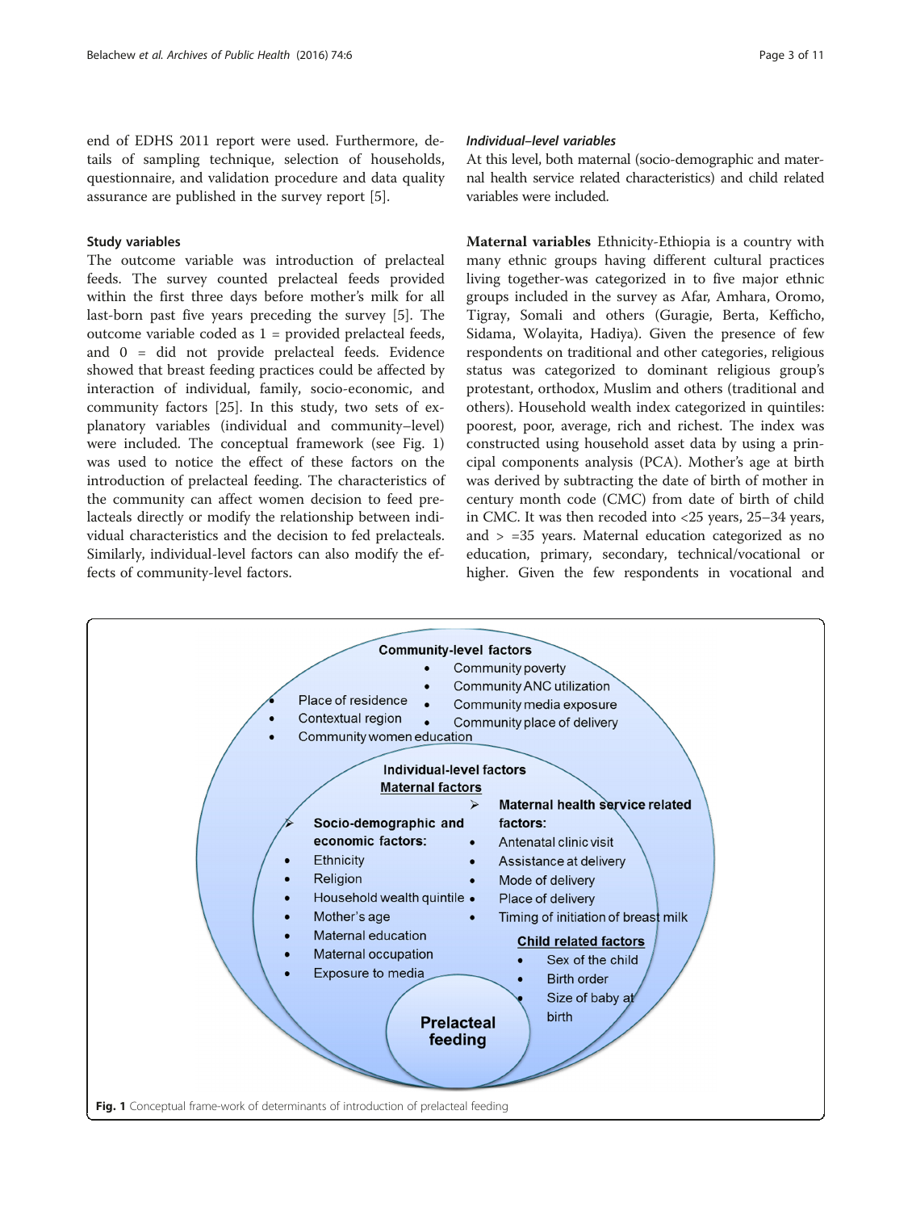end of EDHS 2011 report were used. Furthermore, details of sampling technique, selection of households, questionnaire, and validation procedure and data quality assurance are published in the survey report [5].

### Study variables

The outcome variable was introduction of prelacteal feeds. The survey counted prelacteal feeds provided within the first three days before mother's milk for all last-born past five years preceding the survey [5]. The outcome variable coded as 1 = provided prelacteal feeds, and 0 = did not provide prelacteal feeds. Evidence showed that breast feeding practices could be affected by interaction of individual, family, socio-economic, and community factors [25]. In this study, two sets of explanatory variables (individual and community–level) were included. The conceptual framework (see Fig. 1) was used to notice the effect of these factors on the introduction of prelacteal feeding. The characteristics of the community can affect women decision to feed prelacteals directly or modify the relationship between individual characteristics and the decision to fed prelacteals. Similarly, individual-level factors can also modify the effects of community-level factors.

#### *Individual–level variables*

At this level, both maternal (socio-demographic and maternal health service related characteristics) and child related variables were included.

**Maternal variables** Ethnicity-Ethiopia is a country with many ethnic groups having different cultural practices living together-was categorized in to five major ethnic groups included in the survey as Afar, Amhara, Oromo, Tigray, Somali and others (Guragie, Berta, Kefficho, Sidama, Wolayita, Hadiya). Given the presence of few respondents on traditional and other categories, religious status was categorized to dominant religious group's protestant, orthodox, Muslim and others (traditional and others). Household wealth index categorized in quintiles: poorest, poor, average, rich and richest. The index was constructed using household asset data by using a principal components analysis (PCA). Mother's age at birth was derived by subtracting the date of birth of mother in century month code (CMC) from date of birth of child in CMC. It was then recoded into <25 years, 25–34 years, and > =35 years. Maternal education categorized as no education, primary, secondary, technical/vocational or higher. Given the few respondents in vocational and

**Community-level factors**

- Community poverty
- Community ANC utilization
- Community media exposure
- Community place of delivery
- Place of residence
- Contextual region
- Community women education

**Individual-level factors**

**Maternal factors**

- Socio-demographic and economic factors:
  - Ethnicity
  - Religion
  - Household wealth quintile
  - Mother's age
  - Maternal education
  - Maternal occupation
  - Exposure to media
- Maternal health service related factors:
  - Antenatal clinic visit
  - Assistance at delivery
  - Mode of delivery
  - Place of delivery
  - Timing of initiation of breast milk

**Child related factors**

- Sex of the child
- Birth order
- Size of baby at birth

**Prelacteal feeding**

**Fig. 1** Conceptual frame-work of determinants of introduction of prelacteal feeding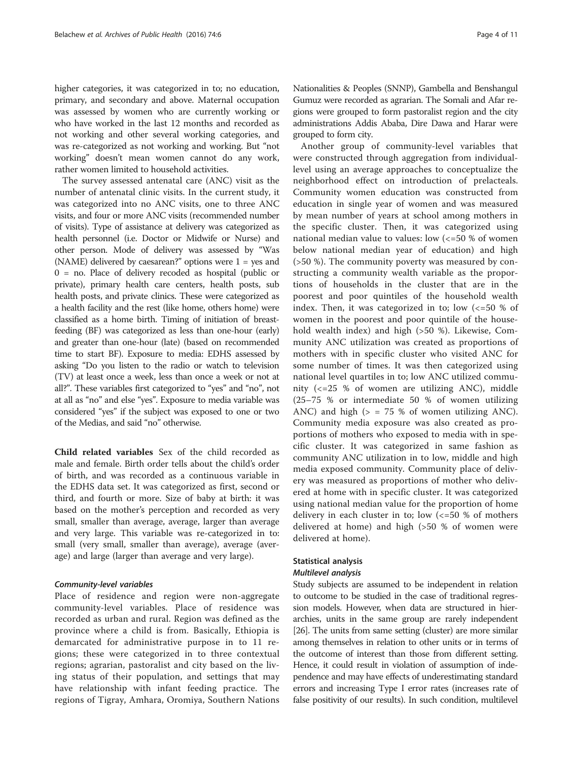higher categories, it was categorized in to; no education, primary, and secondary and above. Maternal occupation was assessed by women who are currently working or who have worked in the last 12 months and recorded as not working and other several working categories, and was re-categorized as not working and working. But "not working" doesn't mean women cannot do any work, rather women limited to household activities.

The survey assessed antenatal care (ANC) visit as the number of antenatal clinic visits. In the current study, it was categorized into no ANC visits, one to three ANC visits, and four or more ANC visits (recommended number of visits). Type of assistance at delivery was categorized as health personnel (i.e. Doctor or Midwife or Nurse) and other person. Mode of delivery was assessed by "Was (NAME) delivered by caesarean?" options were 1 = yes and 0 = no. Place of delivery recoded as hospital (public or private), primary health care centers, health posts, sub health posts, and private clinics. These were categorized as a health facility and the rest (like home, others home) were classified as a home birth. Timing of initiation of breastfeeding (BF) was categorized as less than one-hour (early) and greater than one-hour (late) (based on recommended time to start BF). Exposure to media: EDHS assessed by asking "Do you listen to the radio or watch to television (TV) at least once a week, less than once a week or not at all?". These variables first categorized to "yes" and "no", not at all as "no" and else "yes". Exposure to media variable was considered "yes" if the subject was exposed to one or two of the Medias, and said "no" otherwise.

**Child related variables** Sex of the child recorded as male and female. Birth order tells about the child's order of birth, and was recorded as a continuous variable in the EDHS data set. It was categorized as first, second or third, and fourth or more. Size of baby at birth: it was based on the mother's perception and recorded as very small, smaller than average, average, larger than average and very large. This variable was re-categorized in to: small (very small, smaller than average), average (average) and large (larger than average and very large).

#### *Community-level variables*

Place of residence and region were non-aggregate community-level variables. Place of residence was recorded as urban and rural. Region was defined as the province where a child is from. Basically, Ethiopia is demarcated for administrative purpose in to 11 regions; these were categorized in to three contextual regions; agrarian, pastoralist and city based on the living status of their population, and settings that may have relationship with infant feeding practice. The regions of Tigray, Amhara, Oromiya, Southern Nations Nationalities & Peoples (SNNP), Gambella and Benshangul Gumuz were recorded as agrarian. The Somali and Afar regions were grouped to form pastoralist region and the city administrations Addis Ababa, Dire Dawa and Harar were grouped to form city.

Another group of community-level variables that were constructed through aggregation from individual-level using an average approaches to conceptualize the neighborhood effect on introduction of prelacteals. Community women education was constructed from education in single year of women and was measured by mean number of years at school among mothers in the specific cluster. Then, it was categorized using national median value to values: low (<=50 % of women below national median year of education) and high (>50 %). The community poverty was measured by constructing a community wealth variable as the proportions of households in the cluster that are in the poorest and poor quintiles of the household wealth index. Then, it was categorized in to; low (<=50 % of women in the poorest and poor quintile of the household wealth index) and high (>50 %). Likewise, Community ANC utilization was created as proportions of mothers with in specific cluster who visited ANC for some number of times. It was then categorized using national level quartiles in to; low ANC utilized community (<=25 % of women are utilizing ANC), middle (25–75 % or intermediate 50 % of women utilizing ANC) and high (> = 75 % of women utilizing ANC). Community media exposure was also created as proportions of mothers who exposed to media with in specific cluster. It was categorized in same fashion as community ANC utilization in to low, middle and high media exposed community. Community place of delivery was measured as proportions of mother who delivered at home with in specific cluster. It was categorized using national median value for the proportion of home delivery in each cluster in to; low (<=50 % of mothers delivered at home) and high (>50 % of women were delivered at home).

### Statistical analysis

#### *Multilevel analysis*

Study subjects are assumed to be independent in relation to outcome to be studied in the case of traditional regression models. However, when data are structured in hierarchies, units in the same group are rarely independent [26]. The units from same setting (cluster) are more similar among themselves in relation to other units or in terms of the outcome of interest than those from different setting. Hence, it could result in violation of assumption of independence and may have effects of underestimating standard errors and increasing Type I error rates (increases rate of false positivity of our results). In such condition, multilevel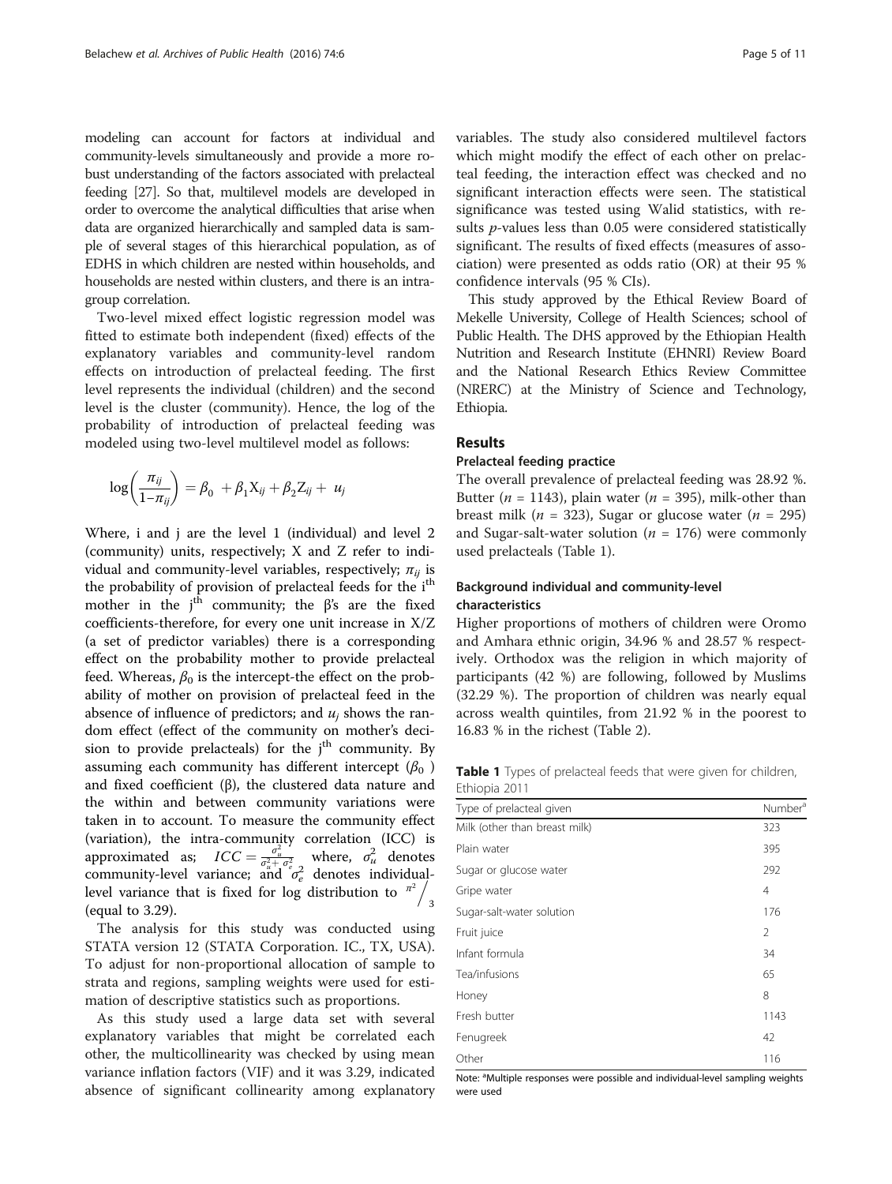modeling can account for factors at individual and community-levels simultaneously and provide a more robust understanding of the factors associated with prelacteal feeding [27]. So that, multilevel models are developed in order to overcome the analytical difficulties that arise when data are organized hierarchically and sampled data is sample of several stages of this hierarchical population, as of EDHS in which children are nested within households, and households are nested within clusters, and there is an intra-group correlation.

Two-level mixed effect logistic regression model was fitted to estimate both independent (fixed) effects of the explanatory variables and community-level random effects on introduction of prelacteal feeding. The first level represents the individual (children) and the second level is the cluster (community). Hence, the log of the probability of introduction of prelacteal feeding was modeled using two-level multilevel model as follows:

$$\log\left(\frac{\pi_{ij}}{1-\pi_{ij}}\right) = \beta_0 + \beta_1 X_{ij} + \beta_2 Z_{ij} + u_j$$

Where, i and j are the level 1 (individual) and level 2 (community) units, respectively; X and Z refer to individual and community-level variables, respectively; $\pi_{ij}$ is the probability of provision of prelacteal feeds for the $i^{th}$ mother in the $j^{th}$ community; the β's are the fixed coefficients-therefore, for every one unit increase in X/Z (a set of predictor variables) there is a corresponding effect on the probability mother to provide prelacteal feed. Whereas, $\beta_0$ is the intercept-the effect on the probability of mother on provision of prelacteal feed in the absence of influence of predictors; and $u_j$ shows the random effect (effect of the community on mother's decision to provide prelacteals) for the $j^{th}$ community. By assuming each community has different intercept ($\beta_0$) and fixed coefficient (β), the clustered data nature and the within and between community variations were taken in to account. To measure the community effect (variation), the intra-community correlation (ICC) is approximated as; $ICC = \frac{\sigma_u^2}{\sigma_u^2 + \sigma_e^2}$ where, $\sigma_u^2$ denotes community-level variance; and $\sigma_e^2$ denotes individual-level variance that is fixed for log distribution to $\pi^2/3$ (equal to 3.29).

The analysis for this study was conducted using STATA version 12 (STATA Corporation. IC., TX, USA). To adjust for non-proportional allocation of sample to strata and regions, sampling weights were used for estimation of descriptive statistics such as proportions.

As this study used a large data set with several explanatory variables that might be correlated each other, the multicollinearity was checked by using mean variance inflation factors (VIF) and it was 3.29, indicated absence of significant collinearity among explanatory variables. The study also considered multilevel factors which might modify the effect of each other on prelacteal feeding, the interaction effect was checked and no significant interaction effects were seen. The statistical significance was tested using Walid statistics, with results *p*-values less than 0.05 were considered statistically significant. The results of fixed effects (measures of association) were presented as odds ratio (OR) at their 95 % confidence intervals (95 % CIs).

This study approved by the Ethical Review Board of Mekelle University, College of Health Sciences; school of Public Health. The DHS approved by the Ethiopian Health Nutrition and Research Institute (EHNRI) Review Board and the National Research Ethics Review Committee (NRERC) at the Ministry of Science and Technology, Ethiopia.

## Results

### Prelacteal feeding practice

The overall prevalence of prelacteal feeding was 28.92 %. Butter ($n$ = 1143), plain water ($n$ = 395), milk-other than breast milk ($n$ = 323), Sugar or glucose water ($n$ = 295) and Sugar-salt-water solution ($n$ = 176) were commonly used prelacteals (Table 1).

### Background individual and community-level characteristics

Higher proportions of mothers of children were Oromo and Amhara ethnic origin, 34.96 % and 28.57 % respectively. Orthodox was the religion in which majority of participants (42 %) are following, followed by Muslims (32.29 %). The proportion of children was nearly equal across wealth quintiles, from 21.92 % in the poorest to 16.83 % in the richest (Table 2).

**Table 1** Types of prelacteal feeds that were given for children, Ethiopia 2011

| Type of prelacteal given | Number[a] |
|---|---|
| Milk (other than breast milk) | 323 |
| Plain water | 395 |
| Sugar or glucose water | 292 |
| Gripe water | 4 |
| Sugar-salt-water solution | 176 |
| Fruit juice | 2 |
| Infant formula | 34 |
| Tea/infusions | 65 |
| Honey | 8 |
| Fresh butter | 1143 |
| Fenugreek | 42 |
| Other | 116 |

Note: [a]Multiple responses were possible and individual-level sampling weights were used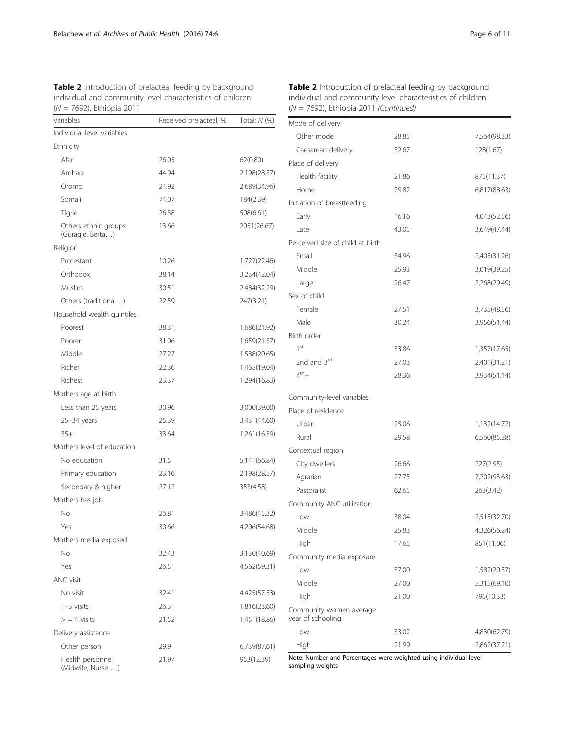**Table 2** Introduction of prelacteal feeding by background individual and community-level characteristics of children ($N$ = 7692), Ethiopia 2011

| Variables | Received prelacteal; % | Total; $N$ (%) |
|---|---|---|
| Individual-level variables | | |
| Ethnicity | | |
| Afar | 26.05 | 62(0.80) |
| Amhara | 44.94 | 2,198(28.57) |
| Oromo | 24.92 | 2,689(34.96) |
| Somali | 74.07 | 184(2.39) |
| Tigrie | 26.38 | 508(6.61) |
| Others ethnic groups (Guragie, Berta…) | 13.66 | 2051(26.67) |
| Religion | | |
| Protestant | 10.26 | 1,727(22.46) |
| Orthodox | 38.14 | 3,234(42.04) |
| Muslim | 30.51 | 2,484(32.29) |
| Others (traditional…) | 22.59 | 247(3.21) |
| Household wealth quintiles | | |
| Poorest | 38.31 | 1,686(21.92) |
| Poorer | 31.06 | 1,659(21.57) |
| Middle | 27.27 | 1,588(20.65) |
| Richer | 22.36 | 1,465(19.04) |
| Richest | 23.37 | 1,294(16.83) |
| Mothers age at birth | | |
| Less than 25 years | 30.96 | 3,000(39.00) |
| 25–34 years | 25.39 | 3,431(44.60) |
| 35+ | 33.64 | 1,261(16.39) |
| Mothers level of education | | |
| No education | 31.5 | 5,141(66.84) |
| Primary education | 23.16 | 2,198(28.57) |
| Secondary & higher | 27.12 | 353(4.58) |
| Mothers has job | | |
| No | 26.81 | 3,486(45.32) |
| Yes | 30.66 | 4,206(54.68) |
| Mothers media exposed | | |
| No | 32.43 | 3,130(40.69) |
| Yes | 26.51 | 4,562(59.31) |
| ANC visit | | |
| No visit | 32.41 | 4,425(57.53) |
| 1–3 visits | 26.31 | 1,816(23.60) |
| > = 4 visits | 21.52 | 1,451(18.86) |
| Delivery assistance | | |
| Other person | 29.9 | 6,739(87.61) |
| Health personnel (Midwife, Nurse …) | 21.97 | 953(12.39) |
| Mode of delivery | | |
| Other mode | 28.85 | 7,564(98.33) |
| Caesarean delivery | 32.67 | 128(1.67) |
| Place of delivery | | |
| Health facility | 21.86 | 875(11.37) |
| Home | 29.82 | 6,817(88.63) |
| Initiation of breastfeeding | | |
| Early | 16.16 | 4,043(52.56) |
| Late | 43.05 | 3,649(47.44) |
| Perceived size of child at birth | | |
| Small | 34.96 | 2,405(31.26) |
| Middle | 25.93 | 3,019(39.25) |
| Large | 26.47 | 2,268(29.49) |
| Sex of child | | |
| Female | 27.51 | 3,735(48.56) |
| Male | 30.24 | 3,956(51.44) |
| Birth order | | |
| 1st | 33.86 | 1,357(17.65) |
| 2nd and 3rd | 27.03 | 2,401(31.21) |
| 4th+ | 28.36 | 3,934(51.14) |
| Community-level variables | | |
| Place of residence | | |
| Urban | 25.06 | 1,132(14.72) |
| Rural | 29.58 | 6,560(85.28) |
| Contextual region | | |
| City dwellers | 26.66 | 227(2.95) |
| Agrarian | 27.75 | 7,202(93.63) |
| Pastoralist | 62.65 | 263(3.42) |
| Community ANC utilization | | |
| Low | 38.04 | 2,515(32.70) |
| Middle | 25.83 | 4,326(56.24) |
| High | 17.65 | 851(11.06) |
| Community media exposure | | |
| Low | 37.00 | 1,582(20.57) |
| Middle | 27.00 | 5,315(69.10) |
| High | 21.00 | 795(10.33) |
| Community women average year of schooling | | |
| Low | 33.02 | 4,830(62.79) |
| High | 21.99 | 2,862(37.21) |

Note: Number and Percentages were weighted using individual-level sampling weights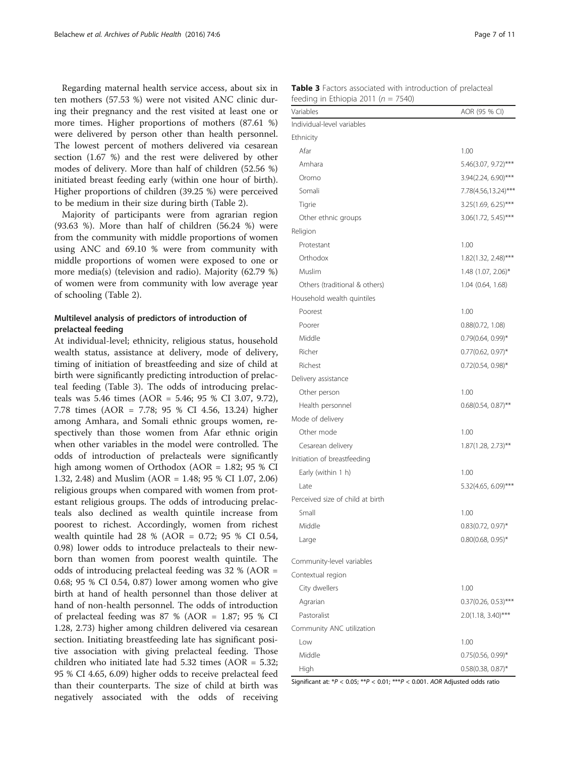Regarding maternal health service access, about six in ten mothers (57.53 %) were not visited ANC clinic during their pregnancy and the rest visited at least one or more times. Higher proportions of mothers (87.61 %) were delivered by person other than health personnel. The lowest percent of mothers delivered via cesarean section (1.67 %) and the rest were delivered by other modes of delivery. More than half of children (52.56 %) initiated breast feeding early (within one hour of birth). Higher proportions of children (39.25 %) were perceived to be medium in their size during birth (Table 2).

Majority of participants were from agrarian region (93.63 %). More than half of children (56.24 %) were from the community with middle proportions of women using ANC and 69.10 % were from community with middle proportions of women were exposed to one or more media(s) (television and radio). Majority (62.79 %) of women were from community with low average year of schooling (Table 2).

### Multilevel analysis of predictors of introduction of prelacteal feeding

At individual-level; ethnicity, religious status, household wealth status, assistance at delivery, mode of delivery, timing of initiation of breastfeeding and size of child at birth were significantly predicting introduction of prelacteal feeding (Table 3). The odds of introducing prelacteals was 5.46 times (AOR = 5.46; 95 % CI 3.07, 9.72), 7.78 times (AOR = 7.78; 95 % CI 4.56, 13.24) higher among Amhara, and Somali ethnic groups women, respectively than those women from Afar ethnic origin when other variables in the model were controlled. The odds of introduction of prelacteals were significantly high among women of Orthodox (AOR = 1.82; 95 % CI 1.32, 2.48) and Muslim (AOR = 1.48; 95 % CI 1.07, 2.06) religious groups when compared with women from protestant religious groups. The odds of introducing prelacteals also declined as wealth quintile increase from poorest to richest. Accordingly, women from richest wealth quintile had 28 % (AOR = 0.72; 95 % CI 0.54, 0.98) lower odds to introduce prelacteals to their newborn than women from poorest wealth quintile. The odds of introducing prelacteal feeding was 32 % (AOR = 0.68; 95 % CI 0.54, 0.87) lower among women who give birth at hand of health personnel than those deliver at hand of non-health personnel. The odds of introduction of prelacteal feeding was 87 % (AOR = 1.87; 95 % CI 1.28, 2.73) higher among children delivered via cesarean section. Initiating breastfeeding late has significant positive association with giving prelacteal feeding. Those children who initiated late had 5.32 times (AOR = 5.32; 95 % CI 4.65, 6.09) higher odds to receive prelacteal feed than their counterparts. The size of child at birth was negatively associated with the odds of receiving

**Table 3** Factors associated with introduction of prelacteal feeding in Ethiopia 2011 ($n = 7540$)

| Variables | AOR (95 % CI) |
|---|---|
| Individual-level variables | |
| Ethnicity | |
| Afar | 1.00 |
| Amhara | 5.46(3.07, 9.72)*** |
| Oromo | 3.94(2.24, 6.90)*** |
| Somali | 7.78(4.56,13.24)*** |
| Tigrie | 3.25(1.69, 6.25)*** |
| Other ethnic groups | 3.06(1.72, 5.45)*** |
| Religion | |
| Protestant | 1.00 |
| Orthodox | 1.82(1.32, 2.48)*** |
| Muslim | 1.48 (1.07, 2.06)* |
| Others (traditional & others) | 1.04 (0.64, 1.68) |
| Household wealth quintiles | |
| Poorest | 1.00 |
| Poorer | 0.88(0.72, 1.08) |
| Middle | 0.79(0.64, 0.99)* |
| Richer | 0.77(0.62, 0.97)* |
| Richest | 0.72(0.54, 0.98)* |
| Delivery assistance | |
| Other person | 1.00 |
| Health personnel | 0.68(0.54, 0.87)** |
| Mode of delivery | |
| Other mode | 1.00 |
| Cesarean delivery | 1.87(1.28, 2.73)** |
| Initiation of breastfeeding | |
| Early (within 1 h) | 1.00 |
| Late | 5.32(4.65, 6.09)*** |
| Perceived size of child at birth | |
| Small | 1.00 |
| Middle | 0.83(0.72, 0.97)* |
| Large | 0.80(0.68, 0.95)* |
| Community-level variables | |
| Contextual region | |
| City dwellers | 1.00 |
| Agrarian | 0.37(0.26, 0.53)*** |
| Pastoralist | 2.0(1.18, 3.40)*** |
| Community ANC utilization | |
| Low | 1.00 |
| Middle | 0.75(0.56, 0.99)* |
| High | 0.58(0.38, 0.87)* |

Significant at: *$P < 0.05$; **$P < 0.01$; ***$P < 0.001$. *AOR* Adjusted odds ratio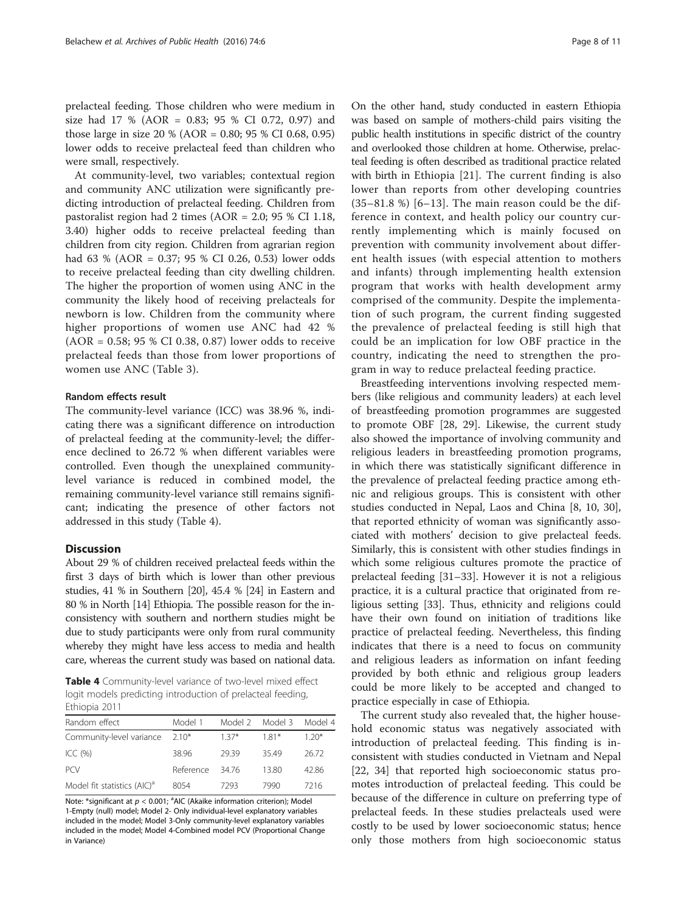prelacteal feeding. Those children who were medium in size had 17 % (AOR = 0.83; 95 % CI 0.72, 0.97) and those large in size 20 % (AOR = 0.80; 95 % CI 0.68, 0.95) lower odds to receive prelacteal feed than children who were small, respectively.

At community-level, two variables; contextual region and community ANC utilization were significantly predicting introduction of prelacteal feeding. Children from pastoralist region had 2 times (AOR = 2.0; 95 % CI 1.18, 3.40) higher odds to receive prelacteal feeding than children from city region. Children from agrarian region had 63 % (AOR = 0.37; 95 % CI 0.26, 0.53) lower odds to receive prelacteal feeding than city dwelling children. The higher the proportion of women using ANC in the community the likely hood of receiving prelacteals for newborn is low. Children from the community where higher proportions of women use ANC had 42 % (AOR = 0.58; 95 % CI 0.38, 0.87) lower odds to receive prelacteal feeds than those from lower proportions of women use ANC (Table 3).

#### Random effects result

The community-level variance (ICC) was 38.96 %, indicating there was a significant difference on introduction of prelacteal feeding at the community-level; the difference declined to 26.72 % when different variables were controlled. Even though the unexplained community-level variance is reduced in combined model, the remaining community-level variance still remains significant; indicating the presence of other factors not addressed in this study (Table 4).

## Discussion

About 29 % of children received prelacteal feeds within the first 3 days of birth which is lower than other previous studies, 41 % in Southern [20], 45.4 % [24] in Eastern and 80 % in North [14] Ethiopia. The possible reason for the inconsistency with southern and northern studies might be due to study participants were only from rural community whereby they might have less access to media and health care, whereas the current study was based on national data.

**Table 4** Community-level variance of two-level mixed effect logit models predicting introduction of prelacteal feeding, Ethiopia 2011

| Random effect | Model 1 | Model 2 | Model 3 | Model 4 |
|---|---|---|---|---|
| Community-level variance | 2.10* | 1.37* | 1.81* | 1.20* |
| ICC (%) | 38.96 | 29.39 | 35.49 | 26.72 |
| PCV | Reference | 34.76 | 13.80 | 42.86 |
| Model fit statistics (AIC)[a] | 8054 | 7293 | 7990 | 7216 |

Note: *significant at $p < 0.001$; [a]AIC (Akaike information criterion); Model 1-Empty (null) model; Model 2- Only individual-level explanatory variables included in the model; Model 3-Only community-level explanatory variables included in the model; Model 4-Combined model PCV (Proportional Change in Variance)

On the other hand, study conducted in eastern Ethiopia was based on sample of mothers-child pairs visiting the public health institutions in specific district of the country and overlooked those children at home. Otherwise, prelacteal feeding is often described as traditional practice related with birth in Ethiopia [21]. The current finding is also lower than reports from other developing countries (35–81.8 %) [6–13]. The main reason could be the difference in context, and health policy our country currently implementing which is mainly focused on prevention with community involvement about different health issues (with especial attention to mothers and infants) through implementing health extension program that works with health development army comprised of the community. Despite the implementation of such program, the current finding suggested the prevalence of prelacteal feeding is still high that could be an implication for low OBF practice in the country, indicating the need to strengthen the program in way to reduce prelacteal feeding practice.

Breastfeeding interventions involving respected members (like religious and community leaders) at each level of breastfeeding promotion programmes are suggested to promote OBF [28, 29]. Likewise, the current study also showed the importance of involving community and religious leaders in breastfeeding promotion programs, in which there was statistically significant difference in the prevalence of prelacteal feeding practice among ethnic and religious groups. This is consistent with other studies conducted in Nepal, Laos and China [8, 10, 30], that reported ethnicity of woman was significantly associated with mothers' decision to give prelacteal feeds. Similarly, this is consistent with other studies findings in which some religious cultures promote the practice of prelacteal feeding [31–33]. However it is not a religious practice, it is a cultural practice that originated from religious setting [33]. Thus, ethnicity and religions could have their own found on initiation of traditions like practice of prelacteal feeding. Nevertheless, this finding indicates that there is a need to focus on community and religious leaders as information on infant feeding provided by both ethnic and religious group leaders could be more likely to be accepted and changed to practice especially in case of Ethiopia.

The current study also revealed that, the higher household economic status was negatively associated with introduction of prelacteal feeding. This finding is inconsistent with studies conducted in Vietnam and Nepal [22, 34] that reported high socioeconomic status promotes introduction of prelacteal feeding. This could be because of the difference in culture on preferring type of prelacteal feeds. In these studies prelacteals used were costly to be used by lower socioeconomic status; hence only those mothers from high socioeconomic status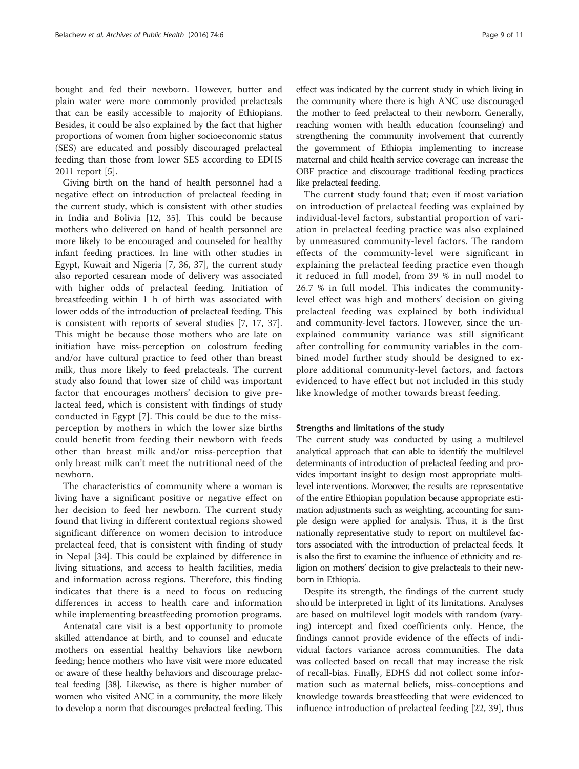bought and fed their newborn. However, butter and plain water were more commonly provided prelacteals that can be easily accessible to majority of Ethiopians. Besides, it could be also explained by the fact that higher proportions of women from higher socioeconomic status (SES) are educated and possibly discouraged prelacteal feeding than those from lower SES according to EDHS 2011 report [5].

Giving birth on the hand of health personnel had a negative effect on introduction of prelacteal feeding in the current study, which is consistent with other studies in India and Bolivia [12, 35]. This could be because mothers who delivered on hand of health personnel are more likely to be encouraged and counseled for healthy infant feeding practices. In line with other studies in Egypt, Kuwait and Nigeria [7, 36, 37], the current study also reported cesarean mode of delivery was associated with higher odds of prelacteal feeding. Initiation of breastfeeding within 1 h of birth was associated with lower odds of the introduction of prelacteal feeding. This is consistent with reports of several studies [7, 17, 37]. This might be because those mothers who are late on initiation have miss-perception on colostrum feeding and/or have cultural practice to feed other than breast milk, thus more likely to feed prelacteals. The current study also found that lower size of child was important factor that encourages mothers' decision to give prelacteal feed, which is consistent with findings of study conducted in Egypt [7]. This could be due to the miss-perception by mothers in which the lower size births could benefit from feeding their newborn with feeds other than breast milk and/or miss-perception that only breast milk can't meet the nutritional need of the newborn.

The characteristics of community where a woman is living have a significant positive or negative effect on her decision to feed her newborn. The current study found that living in different contextual regions showed significant difference on women decision to introduce prelacteal feed, that is consistent with finding of study in Nepal [34]. This could be explained by difference in living situations, and access to health facilities, media and information across regions. Therefore, this finding indicates that there is a need to focus on reducing differences in access to health care and information while implementing breastfeeding promotion programs.

Antenatal care visit is a best opportunity to promote skilled attendance at birth, and to counsel and educate mothers on essential healthy behaviors like newborn feeding; hence mothers who have visit were more educated or aware of these healthy behaviors and discourage prelacteal feeding [38]. Likewise, as there is higher number of women who visited ANC in a community, the more likely to develop a norm that discourages prelacteal feeding. This effect was indicated by the current study in which living in the community where there is high ANC use discouraged the mother to feed prelacteal to their newborn. Generally, reaching women with health education (counseling) and strengthening the community involvement that currently the government of Ethiopia implementing to increase maternal and child health service coverage can increase the OBF practice and discourage traditional feeding practices like prelacteal feeding.

The current study found that; even if most variation on introduction of prelacteal feeding was explained by individual-level factors, substantial proportion of variation in prelacteal feeding practice was also explained by unmeasured community-level factors. The random effects of the community-level were significant in explaining the prelacteal feeding practice even though it reduced in full model, from 39 % in null model to 26.7 % in full model. This indicates the community-level effect was high and mothers' decision on giving prelacteal feeding was explained by both individual and community-level factors. However, since the unexplained community variance was still significant after controlling for community variables in the combined model further study should be designed to explore additional community-level factors, and factors evidenced to have effect but not included in this study like knowledge of mother towards breast feeding.

### Strengths and limitations of the study

The current study was conducted by using a multilevel analytical approach that can able to identify the multilevel determinants of introduction of prelacteal feeding and provides important insight to design most appropriate multilevel interventions. Moreover, the results are representative of the entire Ethiopian population because appropriate estimation adjustments such as weighting, accounting for sample design were applied for analysis. Thus, it is the first nationally representative study to report on multilevel factors associated with the introduction of prelacteal feeds. It is also the first to examine the influence of ethnicity and religion on mothers' decision to give prelacteals to their newborn in Ethiopia.

Despite its strength, the findings of the current study should be interpreted in light of its limitations. Analyses are based on multilevel logit models with random (varying) intercept and fixed coefficients only. Hence, the findings cannot provide evidence of the effects of individual factors variance across communities. The data was collected based on recall that may increase the risk of recall-bias. Finally, EDHS did not collect some information such as maternal beliefs, miss-conceptions and knowledge towards breastfeeding that were evidenced to influence introduction of prelacteal feeding [22, 39], thus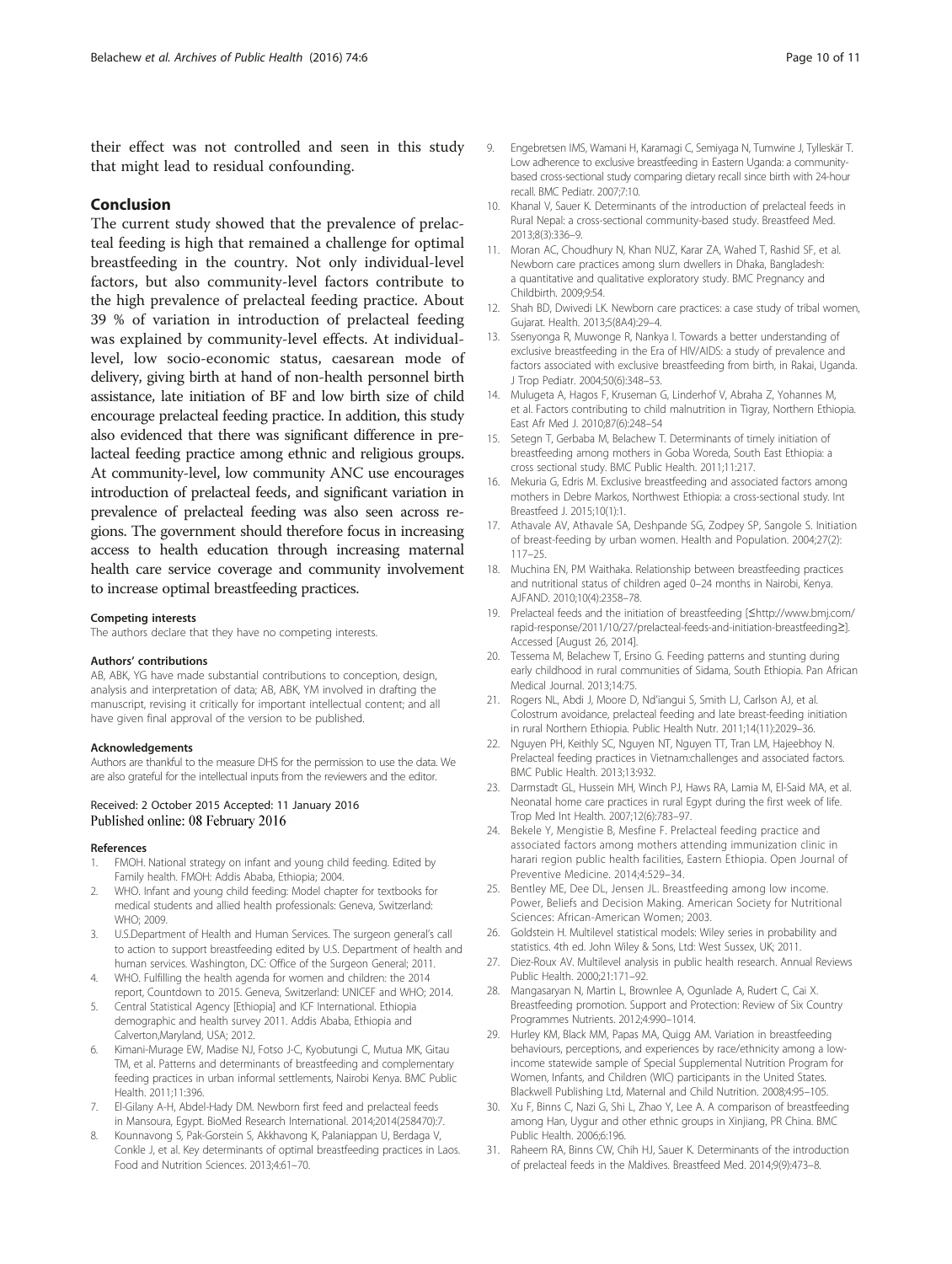their effect was not controlled and seen in this study that might lead to residual confounding.

## Conclusion

The current study showed that the prevalence of prelacteal feeding is high that remained a challenge for optimal breastfeeding in the country. Not only individual-level factors, but also community-level factors contribute to the high prevalence of prelacteal feeding practice. About 39 % of variation in introduction of prelacteal feeding was explained by community-level effects. At individual-level, low socio-economic status, caesarean mode of delivery, giving birth at hand of non-health personnel birth assistance, late initiation of BF and low birth size of child encourage prelacteal feeding practice. In addition, this study also evidenced that there was significant difference in prelacteal feeding practice among ethnic and religious groups. At community-level, low community ANC use encourages introduction of prelacteal feeds, and significant variation in prevalence of prelacteal feeding was also seen across regions. The government should therefore focus in increasing access to health education through increasing maternal health care service coverage and community involvement to increase optimal breastfeeding practices.

#### Competing interests

The authors declare that they have no competing interests.

#### Authors' contributions

AB, ABK, YG have made substantial contributions to conception, design, analysis and interpretation of data; AB, ABK, YM involved in drafting the manuscript, revising it critically for important intellectual content; and all have given final approval of the version to be published.

#### Acknowledgements

Authors are thankful to the measure DHS for the permission to use the data. We are also grateful for the intellectual inputs from the reviewers and the editor.

Received: 2 October 2015 Accepted: 11 January 2016
Published online: 08 February 2016

#### References

1. FMOH. National strategy on infant and young child feeding. Edited by Family health. FMOH: Addis Ababa, Ethiopia; 2004.
2. WHO. Infant and young child feeding: Model chapter for textbooks for medical students and allied health professionals: Geneva, Switzerland: WHO; 2009.
3. U.S.Department of Health and Human Services. The surgeon general's call to action to support breastfeeding edited by U.S. Department of health and human services. Washington, DC: Office of the Surgeon General; 2011.
4. WHO. Fulfilling the health agenda for women and children: the 2014 report, Countdown to 2015. Geneva, Switzerland: UNICEF and WHO; 2014.
5. Central Statistical Agency [Ethiopia] and ICF International. Ethiopia demographic and health survey 2011. Addis Ababa, Ethiopia and Calverton,Maryland, USA; 2012.
6. Kimani-Murage EW, Madise NJ, Fotso J-C, Kyobutungi C, Mutua MK, Gitau TM, et al. Patterns and determinants of breastfeeding and complementary feeding practices in urban informal settlements, Nairobi Kenya. BMC Public Health. 2011;11:396.
7. El-Gilany A-H, Abdel-Hady DM. Newborn first feed and prelacteal feeds in Mansoura, Egypt. BioMed Research International. 2014;2014(258470):7.
8. Kounnavong S, Pak-Gorstein S, Akkhavong K, Palaniappan U, Berdaga V, Conkle J, et al. Key determinants of optimal breastfeeding practices in Laos. Food and Nutrition Sciences. 2013;4:61–70.
9. Engebretsen IMS, Wamani H, Karamagi C, Semiyaga N, Tumwine J, Tylleskär T. Low adherence to exclusive breastfeeding in Eastern Uganda: a community-based cross-sectional study comparing dietary recall since birth with 24-hour recall. BMC Pediatr. 2007;7:10.
10. Khanal V, Sauer K. Determinants of the introduction of prelacteal feeds in Rural Nepal: a cross-sectional community-based study. Breastfeed Med. 2013;8(3):336–9.
11. Moran AC, Choudhury N, Khan NUZ, Karar ZA, Wahed T, Rashid SF, et al. Newborn care practices among slum dwellers in Dhaka, Bangladesh: a quantitative and qualitative exploratory study. BMC Pregnancy and Childbirth. 2009;9:54.
12. Shah BD, Dwivedi LK. Newborn care practices: a case study of tribal women, Gujarat. Health. 2013;5(8A4):29–4.
13. Ssenyonga R, Muwonge R, Nankya I. Towards a better understanding of exclusive breastfeeding in the Era of HIV/AIDS: a study of prevalence and factors associated with exclusive breastfeeding from birth, in Rakai, Uganda. J Trop Pediatr. 2004;50(6):348–53.
14. Mulugeta A, Hagos F, Kruseman G, Linderhof V, Abraha Z, Yohannes M, et al. Factors contributing to child malnutrition in Tigray, Northern Ethiopia. East Afr Med J. 2010;87(6):248–54
15. Setegn T, Gerbaba M, Belachew T. Determinants of timely initiation of breastfeeding among mothers in Goba Woreda, South East Ethiopia: a cross sectional study. BMC Public Health. 2011;11:217.
16. Mekuria G, Edris M. Exclusive breastfeeding and associated factors among mothers in Debre Markos, Northwest Ethiopia: a cross-sectional study. Int Breastfeed J. 2015;10(1):1.
17. Athavale AV, Athavale SA, Deshpande SG, Zodpey SP, Sangole S. Initiation of breast-feeding by urban women. Health and Population. 2004;27(2): 117–25.
18. Muchina EN, PM Waithaka. Relationship between breastfeeding practices and nutritional status of children aged 0–24 months in Nairobi, Kenya. AJFAND. 2010;10(4):2358–78.
19. Prelacteal feeds and the initiation of breastfeeding [≤http://www.bmj.com/rapid-response/2011/10/27/prelacteal-feeds-and-initiation-breastfeeding≥]. Accessed [August 26, 2014].
20. Tessema M, Belachew T, Ersino G. Feeding patterns and stunting during early childhood in rural communities of Sidama, South Ethiopia. Pan African Medical Journal. 2013;14:75.
21. Rogers NL, Abdi J, Moore D, Nd'iangui S, Smith LJ, Carlson AJ, et al. Colostrum avoidance, prelacteal feeding and late breast-feeding initiation in rural Northern Ethiopia. Public Health Nutr. 2011;14(11):2029–36.
22. Nguyen PH, Keithly SC, Nguyen NT, Nguyen TT, Tran LM, Hajeebhoy N. Prelacteal feeding practices in Vietnam:challenges and associated factors. BMC Public Health. 2013;13:932.
23. Darmstadt GL, Hussein MH, Winch PJ, Haws RA, Lamia M, El-Said MA, et al. Neonatal home care practices in rural Egypt during the first week of life. Trop Med Int Health. 2007;12(6):783–97.
24. Bekele Y, Mengistie B, Mesfine F. Prelacteal feeding practice and associated factors among mothers attending immunization clinic in harari region public health facilities, Eastern Ethiopia. Open Journal of Preventive Medicine. 2014;4:529–34.
25. Bentley ME, Dee DL, Jensen JL. Breastfeeding among low income. Power, Beliefs and Decision Making. American Society for Nutritional Sciences: African-American Women; 2003.
26. Goldstein H. Multilevel statistical models: Wiley series in probability and statistics. 4th ed. John Wiley & Sons, Ltd: West Sussex, UK; 2011.
27. Diez-Roux AV. Multilevel analysis in public health research. Annual Reviews Public Health. 2000;21:171–92.
28. Mangasaryan N, Martin L, Brownlee A, Ogunlade A, Rudert C, Cai X. Breastfeeding promotion. Support and Protection: Review of Six Country Programmes Nutrients. 2012;4:990–1014.
29. Hurley KM, Black MM, Papas MA, Quigg AM. Variation in breastfeeding behaviours, perceptions, and experiences by race/ethnicity among a low-income statewide sample of Special Supplemental Nutrition Program for Women, Infants, and Children (WIC) participants in the United States. Blackwell Publishing Ltd, Maternal and Child Nutrition. 2008;4:95–105.
30. Xu F, Binns C, Nazi G, Shi L, Zhao Y, Lee A. A comparison of breastfeeding among Han, Uygur and other ethnic groups in Xinjiang, PR China. BMC Public Health. 2006;6:196.
31. Raheem RA, Binns CW, Chih HJ, Sauer K. Determinants of the introduction of prelacteal feeds in the Maldives. Breastfeed Med. 2014;9(9):473–8.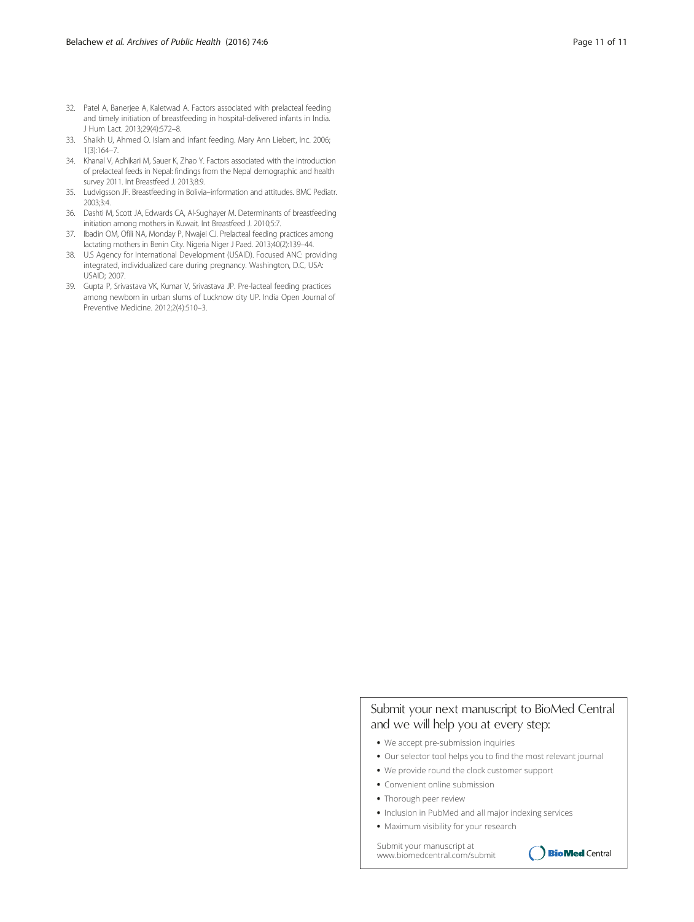32. Patel A, Banerjee A, Kaletwad A. Factors associated with prelacteal feeding and timely initiation of breastfeeding in hospital-delivered infants in India. J Hum Lact. 2013;29(4):572–8.
33. Shaikh U, Ahmed O. Islam and infant feeding. Mary Ann Liebert, Inc. 2006; 1(3):164–7.
34. Khanal V, Adhikari M, Sauer K, Zhao Y. Factors associated with the introduction of prelacteal feeds in Nepal: findings from the Nepal demographic and health survey 2011. Int Breastfeed J. 2013;8:9.
35. Ludvigsson JF. Breastfeeding in Bolivia–information and attitudes. BMC Pediatr. 2003;3:4.
36. Dashti M, Scott JA, Edwards CA, Al-Sughayer M. Determinants of breastfeeding initiation among mothers in Kuwait. Int Breastfeed J. 2010;5:7.
37. Ibadin OM, Ofili NA, Monday P, Nwajei CJ. Prelacteal feeding practices among lactating mothers in Benin City. Nigeria Niger J Paed. 2013;40(2):139–44.
38. U.S Agency for International Development (USAID). Focused ANC: providing integrated, individualized care during pregnancy. Washington, D.C, USA: USAID; 2007.
39. Gupta P, Srivastava VK, Kumar V, Srivastava JP. Pre-lacteal feeding practices among newborn in urban slums of Lucknow city UP. India Open Journal of Preventive Medicine. 2012;2(4):510–3.

Submit your next manuscript to BioMed Central and we will help you at every step:

- We accept pre-submission inquiries
- Our selector tool helps you to find the most relevant journal
- We provide round the clock customer support
- Convenient online submission
- Thorough peer review
- Inclusion in PubMed and all major indexing services
- Maximum visibility for your research

Submit your manuscript at www.biomedcentral.com/submit

BioMed Central